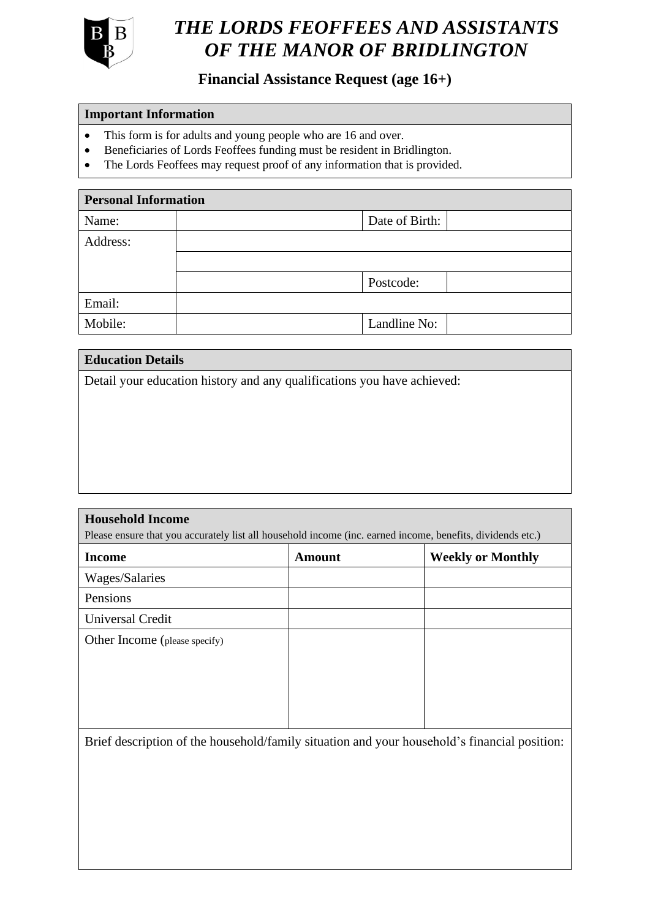# *THE LORDS FEOFFEES AND ASSISTANTS OF THE MANOR OF BRIDLINGTON*

## Financial Assistance Request (age 16+)

| **Important Information** |
|---|
| • This form is for adults and young people who are 16 and over.<br>• Beneficiaries of Lords Feoffees funding must be resident in Bridlington.<br>• The Lords Feoffees may request proof of any information that is provided. |

| **Personal Information** | | | |
|---|---|---|---|
| Name: | | Date of Birth: | |
| Address: | | | |
| | | | |
| | | Postcode: | |
| Email: | | | |
| Mobile: | | Landline No: | |

| **Education Details** |
|---|
| Detail your education history and any qualifications you have achieved: |

**Household Income**

Please ensure that you accurately list all household income (inc. earned income, benefits, dividends etc.)

| **Income** | **Amount** | **Weekly or Monthly** |
|---|---|---|
| Wages/Salaries | | |
| Pensions | | |
| Universal Credit | | |
| Other Income (please specify) | | |

Brief description of the household/family situation and your household's financial position: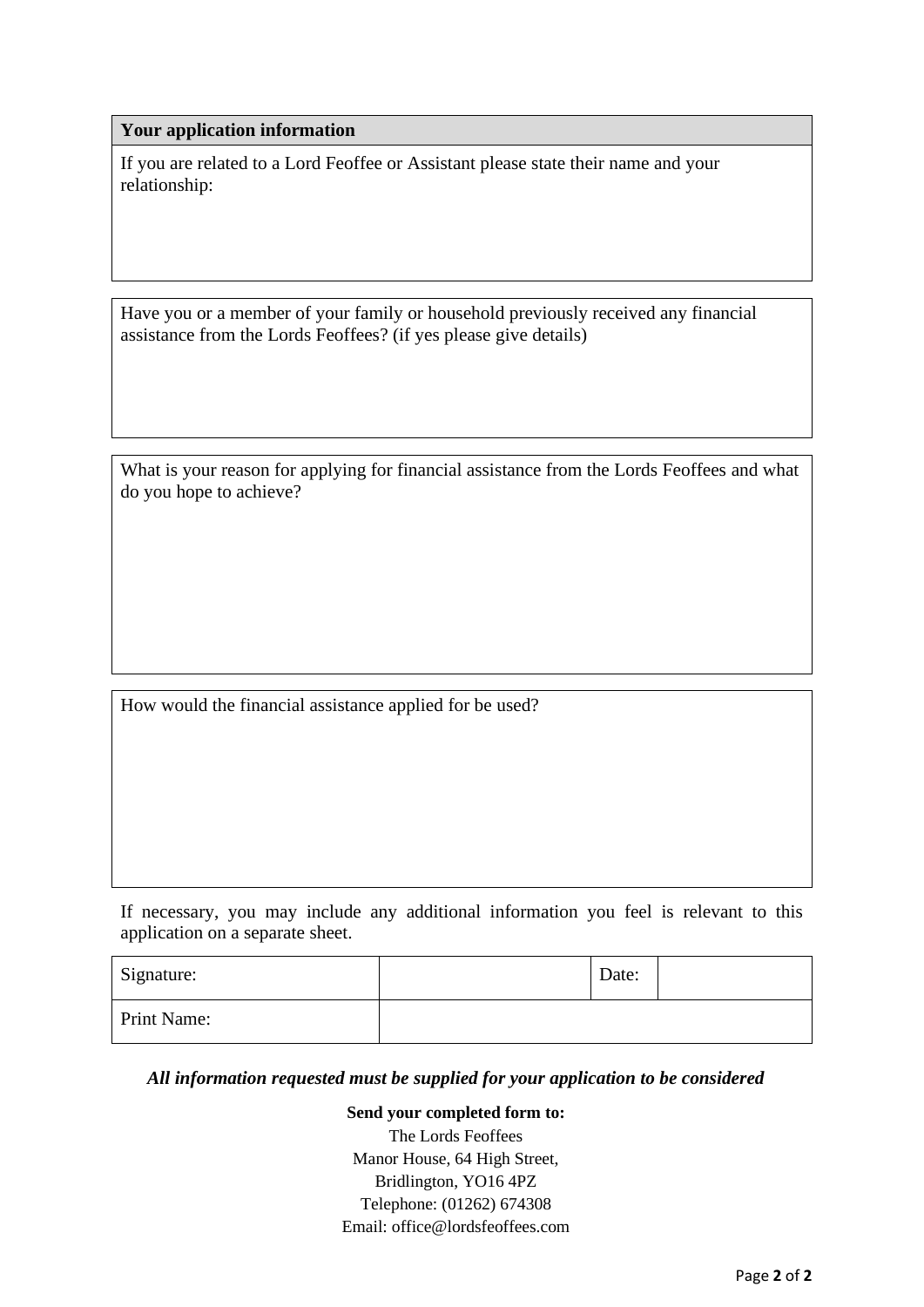**Your application information**

If you are related to a Lord Feoffee or Assistant please state their name and your relationship:

Have you or a member of your family or household previously received any financial assistance from the Lords Feoffees? (if yes please give details)

What is your reason for applying for financial assistance from the Lords Feoffees and what do you hope to achieve?

How would the financial assistance applied for be used?

If necessary, you may include any additional information you feel is relevant to this application on a separate sheet.

| | | | |
|---|---|---|---|
| Signature: | | Date: | |
| Print Name: | | | |

***All information requested must be supplied for your application to be considered***

**Send your completed form to:**
The Lords Feoffees
Manor House, 64 High Street,
Bridlington, YO16 4PZ
Telephone: (01262) 674308
Email: office@lordsfeoffees.com